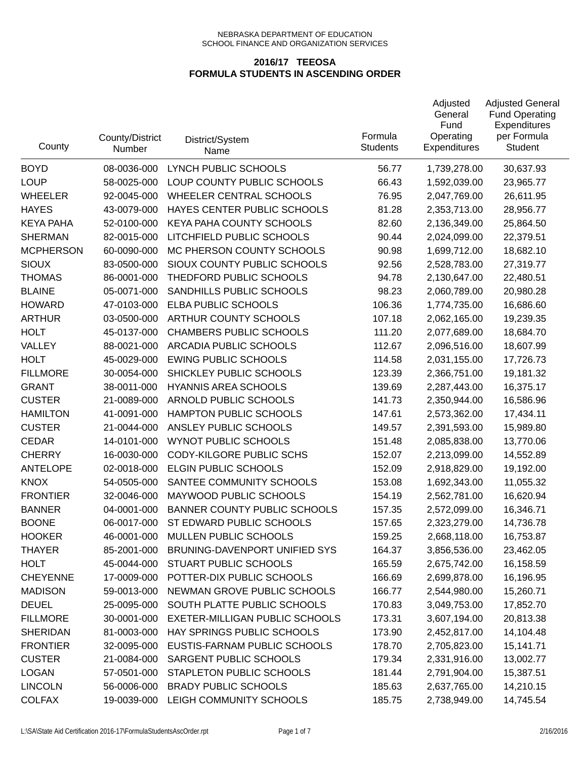NEBRASKA DEPARTMENT OF EDUCATION
SCHOOL FINANCE AND ORGANIZATION SERVICES

## 2016/17 TEEOSA
## FORMULA STUDENTS IN ASCENDING ORDER

| County | County/District Number | District/System Name | Formula Students | Adjusted General Fund Operating Expenditures | Adjusted General Fund Operating Expenditures per Formula Student |
|---|---|---|---|---|---|
| BOYD | 08-0036-000 | LYNCH PUBLIC SCHOOLS | 56.77 | 1,739,278.00 | 30,637.93 |
| LOUP | 58-0025-000 | LOUP COUNTY PUBLIC SCHOOLS | 66.43 | 1,592,039.00 | 23,965.77 |
| WHEELER | 92-0045-000 | WHEELER CENTRAL SCHOOLS | 76.95 | 2,047,769.00 | 26,611.95 |
| HAYES | 43-0079-000 | HAYES CENTER PUBLIC SCHOOLS | 81.28 | 2,353,713.00 | 28,956.77 |
| KEYA PAHA | 52-0100-000 | KEYA PAHA COUNTY SCHOOLS | 82.60 | 2,136,349.00 | 25,864.50 |
| SHERMAN | 82-0015-000 | LITCHFIELD PUBLIC SCHOOLS | 90.44 | 2,024,099.00 | 22,379.51 |
| MCPHERSON | 60-0090-000 | MC PHERSON COUNTY SCHOOLS | 90.98 | 1,699,712.00 | 18,682.10 |
| SIOUX | 83-0500-000 | SIOUX COUNTY PUBLIC SCHOOLS | 92.56 | 2,528,783.00 | 27,319.77 |
| THOMAS | 86-0001-000 | THEDFORD PUBLIC SCHOOLS | 94.78 | 2,130,647.00 | 22,480.51 |
| BLAINE | 05-0071-000 | SANDHILLS PUBLIC SCHOOLS | 98.23 | 2,060,789.00 | 20,980.28 |
| HOWARD | 47-0103-000 | ELBA PUBLIC SCHOOLS | 106.36 | 1,774,735.00 | 16,686.60 |
| ARTHUR | 03-0500-000 | ARTHUR COUNTY SCHOOLS | 107.18 | 2,062,165.00 | 19,239.35 |
| HOLT | 45-0137-000 | CHAMBERS PUBLIC SCHOOLS | 111.20 | 2,077,689.00 | 18,684.70 |
| VALLEY | 88-0021-000 | ARCADIA PUBLIC SCHOOLS | 112.67 | 2,096,516.00 | 18,607.99 |
| HOLT | 45-0029-000 | EWING PUBLIC SCHOOLS | 114.58 | 2,031,155.00 | 17,726.73 |
| FILLMORE | 30-0054-000 | SHICKLEY PUBLIC SCHOOLS | 123.39 | 2,366,751.00 | 19,181.32 |
| GRANT | 38-0011-000 | HYANNIS AREA SCHOOLS | 139.69 | 2,287,443.00 | 16,375.17 |
| CUSTER | 21-0089-000 | ARNOLD PUBLIC SCHOOLS | 141.73 | 2,350,944.00 | 16,586.96 |
| HAMILTON | 41-0091-000 | HAMPTON PUBLIC SCHOOLS | 147.61 | 2,573,362.00 | 17,434.11 |
| CUSTER | 21-0044-000 | ANSLEY PUBLIC SCHOOLS | 149.57 | 2,391,593.00 | 15,989.80 |
| CEDAR | 14-0101-000 | WYNOT PUBLIC SCHOOLS | 151.48 | 2,085,838.00 | 13,770.06 |
| CHERRY | 16-0030-000 | CODY-KILGORE PUBLIC SCHS | 152.07 | 2,213,099.00 | 14,552.89 |
| ANTELOPE | 02-0018-000 | ELGIN PUBLIC SCHOOLS | 152.09 | 2,918,829.00 | 19,192.00 |
| KNOX | 54-0505-000 | SANTEE COMMUNITY SCHOOLS | 153.08 | 1,692,343.00 | 11,055.32 |
| FRONTIER | 32-0046-000 | MAYWOOD PUBLIC SCHOOLS | 154.19 | 2,562,781.00 | 16,620.94 |
| BANNER | 04-0001-000 | BANNER COUNTY PUBLIC SCHOOLS | 157.35 | 2,572,099.00 | 16,346.71 |
| BOONE | 06-0017-000 | ST EDWARD PUBLIC SCHOOLS | 157.65 | 2,323,279.00 | 14,736.78 |
| HOOKER | 46-0001-000 | MULLEN PUBLIC SCHOOLS | 159.25 | 2,668,118.00 | 16,753.87 |
| THAYER | 85-2001-000 | BRUNING-DAVENPORT UNIFIED SYS | 164.37 | 3,856,536.00 | 23,462.05 |
| HOLT | 45-0044-000 | STUART PUBLIC SCHOOLS | 165.59 | 2,675,742.00 | 16,158.59 |
| CHEYENNE | 17-0009-000 | POTTER-DIX PUBLIC SCHOOLS | 166.69 | 2,699,878.00 | 16,196.95 |
| MADISON | 59-0013-000 | NEWMAN GROVE PUBLIC SCHOOLS | 166.77 | 2,544,980.00 | 15,260.71 |
| DEUEL | 25-0095-000 | SOUTH PLATTE PUBLIC SCHOOLS | 170.83 | 3,049,753.00 | 17,852.70 |
| FILLMORE | 30-0001-000 | EXETER-MILLIGAN PUBLIC SCHOOLS | 173.31 | 3,607,194.00 | 20,813.38 |
| SHERIDAN | 81-0003-000 | HAY SPRINGS PUBLIC SCHOOLS | 173.90 | 2,452,817.00 | 14,104.48 |
| FRONTIER | 32-0095-000 | EUSTIS-FARNAM PUBLIC SCHOOLS | 178.70 | 2,705,823.00 | 15,141.71 |
| CUSTER | 21-0084-000 | SARGENT PUBLIC SCHOOLS | 179.34 | 2,331,916.00 | 13,002.77 |
| LOGAN | 57-0501-000 | STAPLETON PUBLIC SCHOOLS | 181.44 | 2,791,904.00 | 15,387.51 |
| LINCOLN | 56-0006-000 | BRADY PUBLIC SCHOOLS | 185.63 | 2,637,765.00 | 14,210.15 |
| COLFAX | 19-0039-000 | LEIGH COMMUNITY SCHOOLS | 185.75 | 2,738,949.00 | 14,745.54 |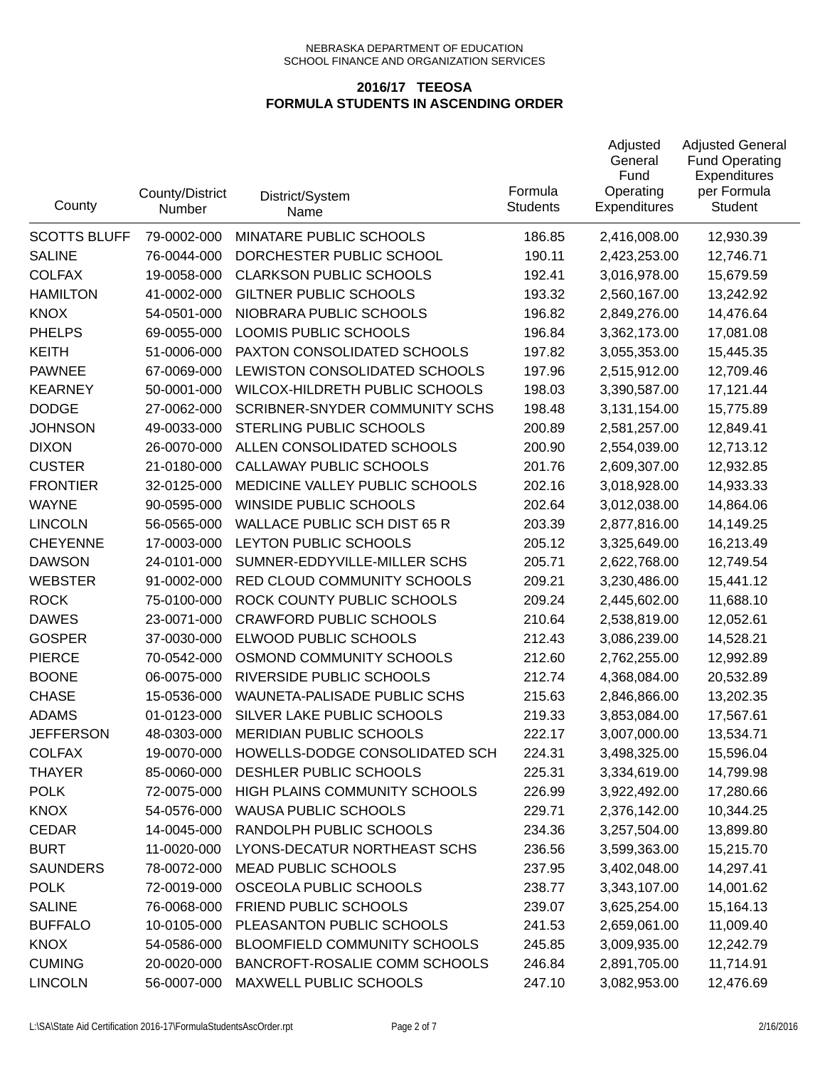NEBRASKA DEPARTMENT OF EDUCATION
SCHOOL FINANCE AND ORGANIZATION SERVICES

## 2016/17 TEEOSA
## FORMULA STUDENTS IN ASCENDING ORDER

| County | County/District Number | District/System Name | Formula Students | Adjusted General Fund Operating Expenditures | Adjusted General Fund Operating Expenditures per Formula Student |
|---|---|---|---|---|---|
| SCOTTS BLUFF | 79-0002-000 | MINATARE PUBLIC SCHOOLS | 186.85 | 2,416,008.00 | 12,930.39 |
| SALINE | 76-0044-000 | DORCHESTER PUBLIC SCHOOL | 190.11 | 2,423,253.00 | 12,746.71 |
| COLFAX | 19-0058-000 | CLARKSON PUBLIC SCHOOLS | 192.41 | 3,016,978.00 | 15,679.59 |
| HAMILTON | 41-0002-000 | GILTNER PUBLIC SCHOOLS | 193.32 | 2,560,167.00 | 13,242.92 |
| KNOX | 54-0501-000 | NIOBRARA PUBLIC SCHOOLS | 196.82 | 2,849,276.00 | 14,476.64 |
| PHELPS | 69-0055-000 | LOOMIS PUBLIC SCHOOLS | 196.84 | 3,362,173.00 | 17,081.08 |
| KEITH | 51-0006-000 | PAXTON CONSOLIDATED SCHOOLS | 197.82 | 3,055,353.00 | 15,445.35 |
| PAWNEE | 67-0069-000 | LEWISTON CONSOLIDATED SCHOOLS | 197.96 | 2,515,912.00 | 12,709.46 |
| KEARNEY | 50-0001-000 | WILCOX-HILDRETH PUBLIC SCHOOLS | 198.03 | 3,390,587.00 | 17,121.44 |
| DODGE | 27-0062-000 | SCRIBNER-SNYDER COMMUNITY SCHS | 198.48 | 3,131,154.00 | 15,775.89 |
| JOHNSON | 49-0033-000 | STERLING PUBLIC SCHOOLS | 200.89 | 2,581,257.00 | 12,849.41 |
| DIXON | 26-0070-000 | ALLEN CONSOLIDATED SCHOOLS | 200.90 | 2,554,039.00 | 12,713.12 |
| CUSTER | 21-0180-000 | CALLAWAY PUBLIC SCHOOLS | 201.76 | 2,609,307.00 | 12,932.85 |
| FRONTIER | 32-0125-000 | MEDICINE VALLEY PUBLIC SCHOOLS | 202.16 | 3,018,928.00 | 14,933.33 |
| WAYNE | 90-0595-000 | WINSIDE PUBLIC SCHOOLS | 202.64 | 3,012,038.00 | 14,864.06 |
| LINCOLN | 56-0565-000 | WALLACE PUBLIC SCH DIST 65 R | 203.39 | 2,877,816.00 | 14,149.25 |
| CHEYENNE | 17-0003-000 | LEYTON PUBLIC SCHOOLS | 205.12 | 3,325,649.00 | 16,213.49 |
| DAWSON | 24-0101-000 | SUMNER-EDDYVILLE-MILLER SCHS | 205.71 | 2,622,768.00 | 12,749.54 |
| WEBSTER | 91-0002-000 | RED CLOUD COMMUNITY SCHOOLS | 209.21 | 3,230,486.00 | 15,441.12 |
| ROCK | 75-0100-000 | ROCK COUNTY PUBLIC SCHOOLS | 209.24 | 2,445,602.00 | 11,688.10 |
| DAWES | 23-0071-000 | CRAWFORD PUBLIC SCHOOLS | 210.64 | 2,538,819.00 | 12,052.61 |
| GOSPER | 37-0030-000 | ELWOOD PUBLIC SCHOOLS | 212.43 | 3,086,239.00 | 14,528.21 |
| PIERCE | 70-0542-000 | OSMOND COMMUNITY SCHOOLS | 212.60 | 2,762,255.00 | 12,992.89 |
| BOONE | 06-0075-000 | RIVERSIDE PUBLIC SCHOOLS | 212.74 | 4,368,084.00 | 20,532.89 |
| CHASE | 15-0536-000 | WAUNETA-PALISADE PUBLIC SCHS | 215.63 | 2,846,866.00 | 13,202.35 |
| ADAMS | 01-0123-000 | SILVER LAKE PUBLIC SCHOOLS | 219.33 | 3,853,084.00 | 17,567.61 |
| JEFFERSON | 48-0303-000 | MERIDIAN PUBLIC SCHOOLS | 222.17 | 3,007,000.00 | 13,534.71 |
| COLFAX | 19-0070-000 | HOWELLS-DODGE CONSOLIDATED SCH | 224.31 | 3,498,325.00 | 15,596.04 |
| THAYER | 85-0060-000 | DESHLER PUBLIC SCHOOLS | 225.31 | 3,334,619.00 | 14,799.98 |
| POLK | 72-0075-000 | HIGH PLAINS COMMUNITY SCHOOLS | 226.99 | 3,922,492.00 | 17,280.66 |
| KNOX | 54-0576-000 | WAUSA PUBLIC SCHOOLS | 229.71 | 2,376,142.00 | 10,344.25 |
| CEDAR | 14-0045-000 | RANDOLPH PUBLIC SCHOOLS | 234.36 | 3,257,504.00 | 13,899.80 |
| BURT | 11-0020-000 | LYONS-DECATUR NORTHEAST SCHS | 236.56 | 3,599,363.00 | 15,215.70 |
| SAUNDERS | 78-0072-000 | MEAD PUBLIC SCHOOLS | 237.95 | 3,402,048.00 | 14,297.41 |
| POLK | 72-0019-000 | OSCEOLA PUBLIC SCHOOLS | 238.77 | 3,343,107.00 | 14,001.62 |
| SALINE | 76-0068-000 | FRIEND PUBLIC SCHOOLS | 239.07 | 3,625,254.00 | 15,164.13 |
| BUFFALO | 10-0105-000 | PLEASANTON PUBLIC SCHOOLS | 241.53 | 2,659,061.00 | 11,009.40 |
| KNOX | 54-0586-000 | BLOOMFIELD COMMUNITY SCHOOLS | 245.85 | 3,009,935.00 | 12,242.79 |
| CUMING | 20-0020-000 | BANCROFT-ROSALIE COMM SCHOOLS | 246.84 | 2,891,705.00 | 11,714.91 |
| LINCOLN | 56-0007-000 | MAXWELL PUBLIC SCHOOLS | 247.10 | 3,082,953.00 | 12,476.69 |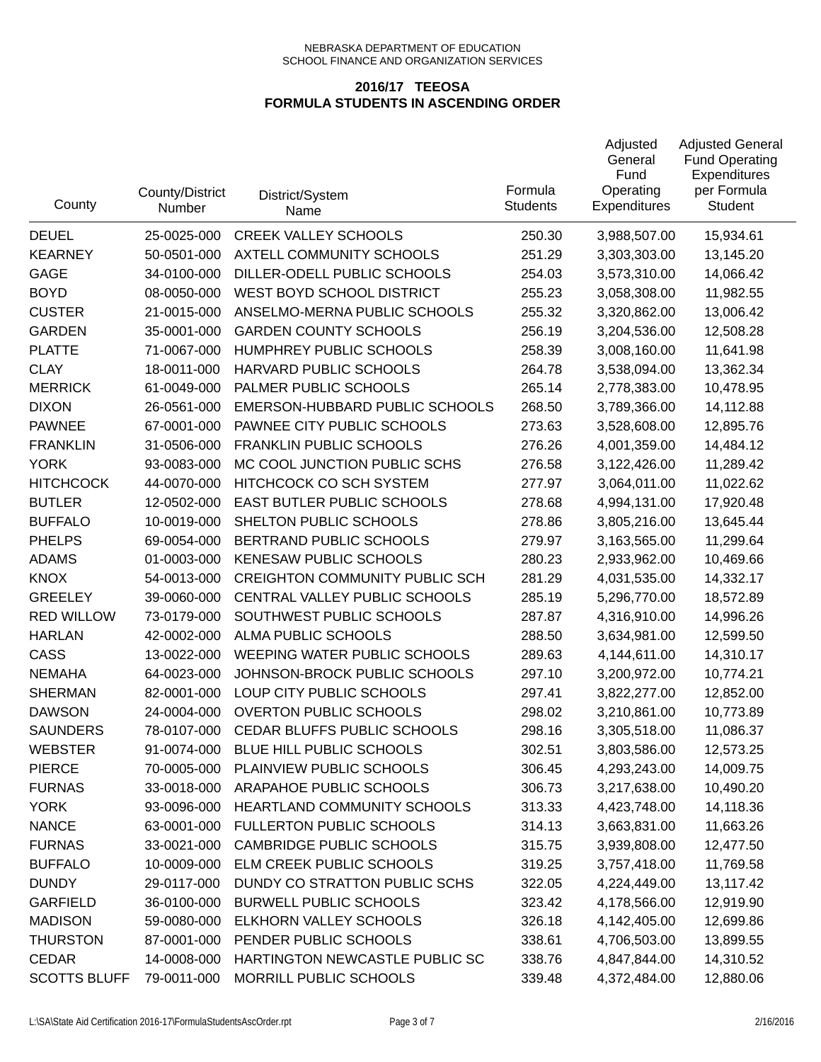NEBRASKA DEPARTMENT OF EDUCATION
SCHOOL FINANCE AND ORGANIZATION SERVICES

## 2016/17 TEEOSA
## FORMULA STUDENTS IN ASCENDING ORDER

| County | County/District Number | District/System Name | Formula Students | Adjusted General Fund Operating Expenditures | Adjusted General Fund Operating Expenditures per Formula Student |
|---|---|---|---|---|---|
| DEUEL | 25-0025-000 | CREEK VALLEY SCHOOLS | 250.30 | 3,988,507.00 | 15,934.61 |
| KEARNEY | 50-0501-000 | AXTELL COMMUNITY SCHOOLS | 251.29 | 3,303,303.00 | 13,145.20 |
| GAGE | 34-0100-000 | DILLER-ODELL PUBLIC SCHOOLS | 254.03 | 3,573,310.00 | 14,066.42 |
| BOYD | 08-0050-000 | WEST BOYD SCHOOL DISTRICT | 255.23 | 3,058,308.00 | 11,982.55 |
| CUSTER | 21-0015-000 | ANSELMO-MERNA PUBLIC SCHOOLS | 255.32 | 3,320,862.00 | 13,006.42 |
| GARDEN | 35-0001-000 | GARDEN COUNTY SCHOOLS | 256.19 | 3,204,536.00 | 12,508.28 |
| PLATTE | 71-0067-000 | HUMPHREY PUBLIC SCHOOLS | 258.39 | 3,008,160.00 | 11,641.98 |
| CLAY | 18-0011-000 | HARVARD PUBLIC SCHOOLS | 264.78 | 3,538,094.00 | 13,362.34 |
| MERRICK | 61-0049-000 | PALMER PUBLIC SCHOOLS | 265.14 | 2,778,383.00 | 10,478.95 |
| DIXON | 26-0561-000 | EMERSON-HUBBARD PUBLIC SCHOOLS | 268.50 | 3,789,366.00 | 14,112.88 |
| PAWNEE | 67-0001-000 | PAWNEE CITY PUBLIC SCHOOLS | 273.63 | 3,528,608.00 | 12,895.76 |
| FRANKLIN | 31-0506-000 | FRANKLIN PUBLIC SCHOOLS | 276.26 | 4,001,359.00 | 14,484.12 |
| YORK | 93-0083-000 | MC COOL JUNCTION PUBLIC SCHS | 276.58 | 3,122,426.00 | 11,289.42 |
| HITCHCOCK | 44-0070-000 | HITCHCOCK CO SCH SYSTEM | 277.97 | 3,064,011.00 | 11,022.62 |
| BUTLER | 12-0502-000 | EAST BUTLER PUBLIC SCHOOLS | 278.68 | 4,994,131.00 | 17,920.48 |
| BUFFALO | 10-0019-000 | SHELTON PUBLIC SCHOOLS | 278.86 | 3,805,216.00 | 13,645.44 |
| PHELPS | 69-0054-000 | BERTRAND PUBLIC SCHOOLS | 279.97 | 3,163,565.00 | 11,299.64 |
| ADAMS | 01-0003-000 | KENESAW PUBLIC SCHOOLS | 280.23 | 2,933,962.00 | 10,469.66 |
| KNOX | 54-0013-000 | CREIGHTON COMMUNITY PUBLIC SCH | 281.29 | 4,031,535.00 | 14,332.17 |
| GREELEY | 39-0060-000 | CENTRAL VALLEY PUBLIC SCHOOLS | 285.19 | 5,296,770.00 | 18,572.89 |
| RED WILLOW | 73-0179-000 | SOUTHWEST PUBLIC SCHOOLS | 287.87 | 4,316,910.00 | 14,996.26 |
| HARLAN | 42-0002-000 | ALMA PUBLIC SCHOOLS | 288.50 | 3,634,981.00 | 12,599.50 |
| CASS | 13-0022-000 | WEEPING WATER PUBLIC SCHOOLS | 289.63 | 4,144,611.00 | 14,310.17 |
| NEMAHA | 64-0023-000 | JOHNSON-BROCK PUBLIC SCHOOLS | 297.10 | 3,200,972.00 | 10,774.21 |
| SHERMAN | 82-0001-000 | LOUP CITY PUBLIC SCHOOLS | 297.41 | 3,822,277.00 | 12,852.00 |
| DAWSON | 24-0004-000 | OVERTON PUBLIC SCHOOLS | 298.02 | 3,210,861.00 | 10,773.89 |
| SAUNDERS | 78-0107-000 | CEDAR BLUFFS PUBLIC SCHOOLS | 298.16 | 3,305,518.00 | 11,086.37 |
| WEBSTER | 91-0074-000 | BLUE HILL PUBLIC SCHOOLS | 302.51 | 3,803,586.00 | 12,573.25 |
| PIERCE | 70-0005-000 | PLAINVIEW PUBLIC SCHOOLS | 306.45 | 4,293,243.00 | 14,009.75 |
| FURNAS | 33-0018-000 | ARAPAHOE PUBLIC SCHOOLS | 306.73 | 3,217,638.00 | 10,490.20 |
| YORK | 93-0096-000 | HEARTLAND COMMUNITY SCHOOLS | 313.33 | 4,423,748.00 | 14,118.36 |
| NANCE | 63-0001-000 | FULLERTON PUBLIC SCHOOLS | 314.13 | 3,663,831.00 | 11,663.26 |
| FURNAS | 33-0021-000 | CAMBRIDGE PUBLIC SCHOOLS | 315.75 | 3,939,808.00 | 12,477.50 |
| BUFFALO | 10-0009-000 | ELM CREEK PUBLIC SCHOOLS | 319.25 | 3,757,418.00 | 11,769.58 |
| DUNDY | 29-0117-000 | DUNDY CO STRATTON PUBLIC SCHS | 322.05 | 4,224,449.00 | 13,117.42 |
| GARFIELD | 36-0100-000 | BURWELL PUBLIC SCHOOLS | 323.42 | 4,178,566.00 | 12,919.90 |
| MADISON | 59-0080-000 | ELKHORN VALLEY SCHOOLS | 326.18 | 4,142,405.00 | 12,699.86 |
| THURSTON | 87-0001-000 | PENDER PUBLIC SCHOOLS | 338.61 | 4,706,503.00 | 13,899.55 |
| CEDAR | 14-0008-000 | HARTINGTON NEWCASTLE PUBLIC SC | 338.76 | 4,847,844.00 | 14,310.52 |
| SCOTTS BLUFF | 79-0011-000 | MORRILL PUBLIC SCHOOLS | 339.48 | 4,372,484.00 | 12,880.06 |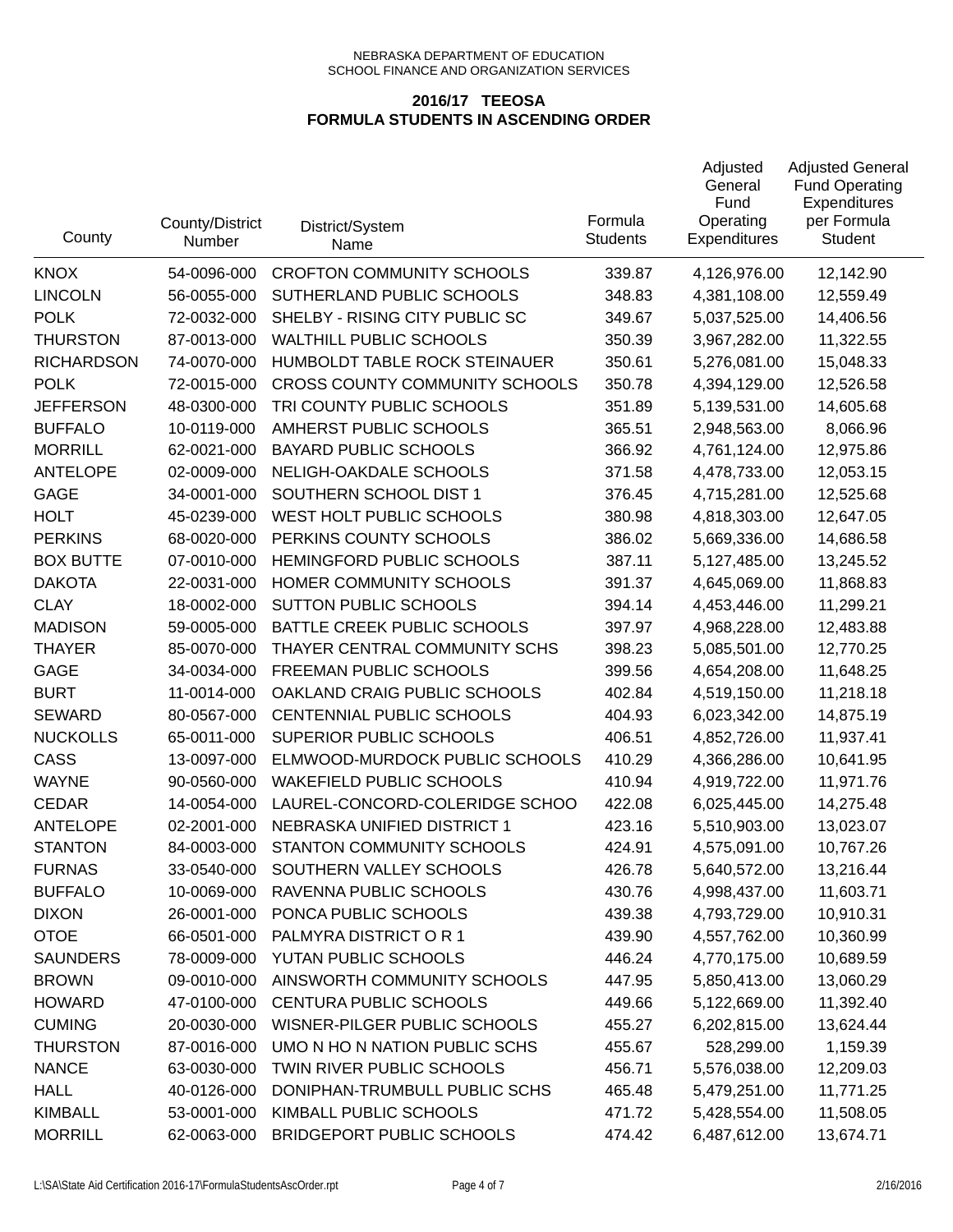NEBRASKA DEPARTMENT OF EDUCATION
SCHOOL FINANCE AND ORGANIZATION SERVICES

## 2016/17 TEEOSA
## FORMULA STUDENTS IN ASCENDING ORDER

| County | County/District Number | District/System Name | Formula Students | Adjusted General Fund Operating Expenditures | Adjusted General Fund Operating Expenditures per Formula Student |
|---|---|---|---|---|---|
| KNOX | 54-0096-000 | CROFTON COMMUNITY SCHOOLS | 339.87 | 4,126,976.00 | 12,142.90 |
| LINCOLN | 56-0055-000 | SUTHERLAND PUBLIC SCHOOLS | 348.83 | 4,381,108.00 | 12,559.49 |
| POLK | 72-0032-000 | SHELBY - RISING CITY PUBLIC SC | 349.67 | 5,037,525.00 | 14,406.56 |
| THURSTON | 87-0013-000 | WALTHILL PUBLIC SCHOOLS | 350.39 | 3,967,282.00 | 11,322.55 |
| RICHARDSON | 74-0070-000 | HUMBOLDT TABLE ROCK STEINAUER | 350.61 | 5,276,081.00 | 15,048.33 |
| POLK | 72-0015-000 | CROSS COUNTY COMMUNITY SCHOOLS | 350.78 | 4,394,129.00 | 12,526.58 |
| JEFFERSON | 48-0300-000 | TRI COUNTY PUBLIC SCHOOLS | 351.89 | 5,139,531.00 | 14,605.68 |
| BUFFALO | 10-0119-000 | AMHERST PUBLIC SCHOOLS | 365.51 | 2,948,563.00 | 8,066.96 |
| MORRILL | 62-0021-000 | BAYARD PUBLIC SCHOOLS | 366.92 | 4,761,124.00 | 12,975.86 |
| ANTELOPE | 02-0009-000 | NELIGH-OAKDALE SCHOOLS | 371.58 | 4,478,733.00 | 12,053.15 |
| GAGE | 34-0001-000 | SOUTHERN SCHOOL DIST 1 | 376.45 | 4,715,281.00 | 12,525.68 |
| HOLT | 45-0239-000 | WEST HOLT PUBLIC SCHOOLS | 380.98 | 4,818,303.00 | 12,647.05 |
| PERKINS | 68-0020-000 | PERKINS COUNTY SCHOOLS | 386.02 | 5,669,336.00 | 14,686.58 |
| BOX BUTTE | 07-0010-000 | HEMINGFORD PUBLIC SCHOOLS | 387.11 | 5,127,485.00 | 13,245.52 |
| DAKOTA | 22-0031-000 | HOMER COMMUNITY SCHOOLS | 391.37 | 4,645,069.00 | 11,868.83 |
| CLAY | 18-0002-000 | SUTTON PUBLIC SCHOOLS | 394.14 | 4,453,446.00 | 11,299.21 |
| MADISON | 59-0005-000 | BATTLE CREEK PUBLIC SCHOOLS | 397.97 | 4,968,228.00 | 12,483.88 |
| THAYER | 85-0070-000 | THAYER CENTRAL COMMUNITY SCHS | 398.23 | 5,085,501.00 | 12,770.25 |
| GAGE | 34-0034-000 | FREEMAN PUBLIC SCHOOLS | 399.56 | 4,654,208.00 | 11,648.25 |
| BURT | 11-0014-000 | OAKLAND CRAIG PUBLIC SCHOOLS | 402.84 | 4,519,150.00 | 11,218.18 |
| SEWARD | 80-0567-000 | CENTENNIAL PUBLIC SCHOOLS | 404.93 | 6,023,342.00 | 14,875.19 |
| NUCKOLLS | 65-0011-000 | SUPERIOR PUBLIC SCHOOLS | 406.51 | 4,852,726.00 | 11,937.41 |
| CASS | 13-0097-000 | ELMWOOD-MURDOCK PUBLIC SCHOOLS | 410.29 | 4,366,286.00 | 10,641.95 |
| WAYNE | 90-0560-000 | WAKEFIELD PUBLIC SCHOOLS | 410.94 | 4,919,722.00 | 11,971.76 |
| CEDAR | 14-0054-000 | LAUREL-CONCORD-COLERIDGE SCHOO | 422.08 | 6,025,445.00 | 14,275.48 |
| ANTELOPE | 02-2001-000 | NEBRASKA UNIFIED DISTRICT 1 | 423.16 | 5,510,903.00 | 13,023.07 |
| STANTON | 84-0003-000 | STANTON COMMUNITY SCHOOLS | 424.91 | 4,575,091.00 | 10,767.26 |
| FURNAS | 33-0540-000 | SOUTHERN VALLEY SCHOOLS | 426.78 | 5,640,572.00 | 13,216.44 |
| BUFFALO | 10-0069-000 | RAVENNA PUBLIC SCHOOLS | 430.76 | 4,998,437.00 | 11,603.71 |
| DIXON | 26-0001-000 | PONCA PUBLIC SCHOOLS | 439.38 | 4,793,729.00 | 10,910.31 |
| OTOE | 66-0501-000 | PALMYRA DISTRICT O R 1 | 439.90 | 4,557,762.00 | 10,360.99 |
| SAUNDERS | 78-0009-000 | YUTAN PUBLIC SCHOOLS | 446.24 | 4,770,175.00 | 10,689.59 |
| BROWN | 09-0010-000 | AINSWORTH COMMUNITY SCHOOLS | 447.95 | 5,850,413.00 | 13,060.29 |
| HOWARD | 47-0100-000 | CENTURA PUBLIC SCHOOLS | 449.66 | 5,122,669.00 | 11,392.40 |
| CUMING | 20-0030-000 | WISNER-PILGER PUBLIC SCHOOLS | 455.27 | 6,202,815.00 | 13,624.44 |
| THURSTON | 87-0016-000 | UMO N HO N NATION PUBLIC SCHS | 455.67 | 528,299.00 | 1,159.39 |
| NANCE | 63-0030-000 | TWIN RIVER PUBLIC SCHOOLS | 456.71 | 5,576,038.00 | 12,209.03 |
| HALL | 40-0126-000 | DONIPHAN-TRUMBULL PUBLIC SCHS | 465.48 | 5,479,251.00 | 11,771.25 |
| KIMBALL | 53-0001-000 | KIMBALL PUBLIC SCHOOLS | 471.72 | 5,428,554.00 | 11,508.05 |
| MORRILL | 62-0063-000 | BRIDGEPORT PUBLIC SCHOOLS | 474.42 | 6,487,612.00 | 13,674.71 |

L:\SA\State Aid Certification 2016-17\FormulaStudentsAscOrder.rpt 2/16/2016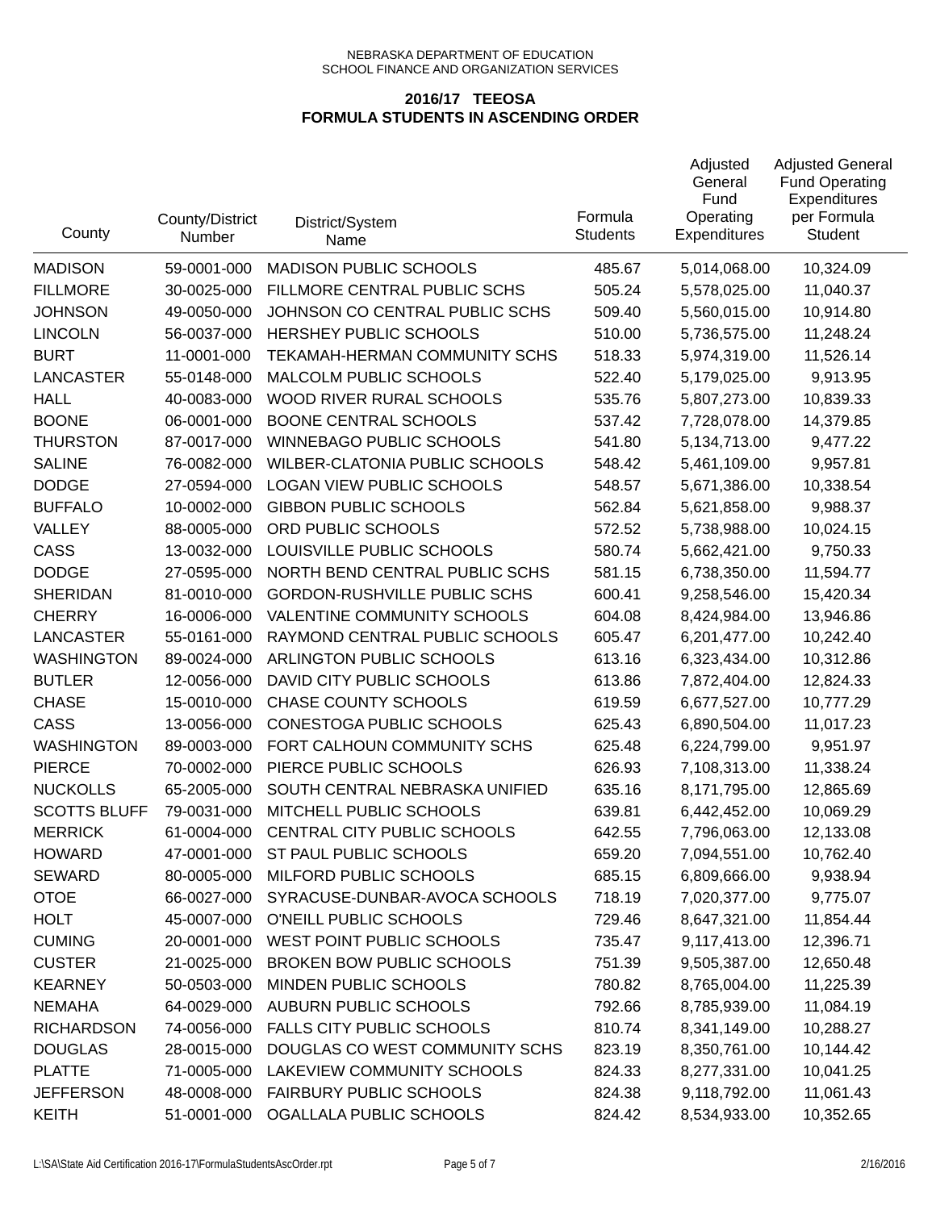NEBRASKA DEPARTMENT OF EDUCATION
SCHOOL FINANCE AND ORGANIZATION SERVICES

## 2016/17 TEEOSA
## FORMULA STUDENTS IN ASCENDING ORDER

| County | County/District Number | District/System Name | Formula Students | Adjusted General Fund Operating Expenditures | Adjusted General Fund Operating Expenditures per Formula Student |
|---|---|---|---|---|---|
| MADISON | 59-0001-000 | MADISON PUBLIC SCHOOLS | 485.67 | 5,014,068.00 | 10,324.09 |
| FILLMORE | 30-0025-000 | FILLMORE CENTRAL PUBLIC SCHS | 505.24 | 5,578,025.00 | 11,040.37 |
| JOHNSON | 49-0050-000 | JOHNSON CO CENTRAL PUBLIC SCHS | 509.40 | 5,560,015.00 | 10,914.80 |
| LINCOLN | 56-0037-000 | HERSHEY PUBLIC SCHOOLS | 510.00 | 5,736,575.00 | 11,248.24 |
| BURT | 11-0001-000 | TEKAMAH-HERMAN COMMUNITY SCHS | 518.33 | 5,974,319.00 | 11,526.14 |
| LANCASTER | 55-0148-000 | MALCOLM PUBLIC SCHOOLS | 522.40 | 5,179,025.00 | 9,913.95 |
| HALL | 40-0083-000 | WOOD RIVER RURAL SCHOOLS | 535.76 | 5,807,273.00 | 10,839.33 |
| BOONE | 06-0001-000 | BOONE CENTRAL SCHOOLS | 537.42 | 7,728,078.00 | 14,379.85 |
| THURSTON | 87-0017-000 | WINNEBAGO PUBLIC SCHOOLS | 541.80 | 5,134,713.00 | 9,477.22 |
| SALINE | 76-0082-000 | WILBER-CLATONIA PUBLIC SCHOOLS | 548.42 | 5,461,109.00 | 9,957.81 |
| DODGE | 27-0594-000 | LOGAN VIEW PUBLIC SCHOOLS | 548.57 | 5,671,386.00 | 10,338.54 |
| BUFFALO | 10-0002-000 | GIBBON PUBLIC SCHOOLS | 562.84 | 5,621,858.00 | 9,988.37 |
| VALLEY | 88-0005-000 | ORD PUBLIC SCHOOLS | 572.52 | 5,738,988.00 | 10,024.15 |
| CASS | 13-0032-000 | LOUISVILLE PUBLIC SCHOOLS | 580.74 | 5,662,421.00 | 9,750.33 |
| DODGE | 27-0595-000 | NORTH BEND CENTRAL PUBLIC SCHS | 581.15 | 6,738,350.00 | 11,594.77 |
| SHERIDAN | 81-0010-000 | GORDON-RUSHVILLE PUBLIC SCHS | 600.41 | 9,258,546.00 | 15,420.34 |
| CHERRY | 16-0006-000 | VALENTINE COMMUNITY SCHOOLS | 604.08 | 8,424,984.00 | 13,946.86 |
| LANCASTER | 55-0161-000 | RAYMOND CENTRAL PUBLIC SCHOOLS | 605.47 | 6,201,477.00 | 10,242.40 |
| WASHINGTON | 89-0024-000 | ARLINGTON PUBLIC SCHOOLS | 613.16 | 6,323,434.00 | 10,312.86 |
| BUTLER | 12-0056-000 | DAVID CITY PUBLIC SCHOOLS | 613.86 | 7,872,404.00 | 12,824.33 |
| CHASE | 15-0010-000 | CHASE COUNTY SCHOOLS | 619.59 | 6,677,527.00 | 10,777.29 |
| CASS | 13-0056-000 | CONESTOGA PUBLIC SCHOOLS | 625.43 | 6,890,504.00 | 11,017.23 |
| WASHINGTON | 89-0003-000 | FORT CALHOUN COMMUNITY SCHS | 625.48 | 6,224,799.00 | 9,951.97 |
| PIERCE | 70-0002-000 | PIERCE PUBLIC SCHOOLS | 626.93 | 7,108,313.00 | 11,338.24 |
| NUCKOLLS | 65-2005-000 | SOUTH CENTRAL NEBRASKA UNIFIED | 635.16 | 8,171,795.00 | 12,865.69 |
| SCOTTS BLUFF | 79-0031-000 | MITCHELL PUBLIC SCHOOLS | 639.81 | 6,442,452.00 | 10,069.29 |
| MERRICK | 61-0004-000 | CENTRAL CITY PUBLIC SCHOOLS | 642.55 | 7,796,063.00 | 12,133.08 |
| HOWARD | 47-0001-000 | ST PAUL PUBLIC SCHOOLS | 659.20 | 7,094,551.00 | 10,762.40 |
| SEWARD | 80-0005-000 | MILFORD PUBLIC SCHOOLS | 685.15 | 6,809,666.00 | 9,938.94 |
| OTOE | 66-0027-000 | SYRACUSE-DUNBAR-AVOCA SCHOOLS | 718.19 | 7,020,377.00 | 9,775.07 |
| HOLT | 45-0007-000 | O'NEILL PUBLIC SCHOOLS | 729.46 | 8,647,321.00 | 11,854.44 |
| CUMING | 20-0001-000 | WEST POINT PUBLIC SCHOOLS | 735.47 | 9,117,413.00 | 12,396.71 |
| CUSTER | 21-0025-000 | BROKEN BOW PUBLIC SCHOOLS | 751.39 | 9,505,387.00 | 12,650.48 |
| KEARNEY | 50-0503-000 | MINDEN PUBLIC SCHOOLS | 780.82 | 8,765,004.00 | 11,225.39 |
| NEMAHA | 64-0029-000 | AUBURN PUBLIC SCHOOLS | 792.66 | 8,785,939.00 | 11,084.19 |
| RICHARDSON | 74-0056-000 | FALLS CITY PUBLIC SCHOOLS | 810.74 | 8,341,149.00 | 10,288.27 |
| DOUGLAS | 28-0015-000 | DOUGLAS CO WEST COMMUNITY SCHS | 823.19 | 8,350,761.00 | 10,144.42 |
| PLATTE | 71-0005-000 | LAKEVIEW COMMUNITY SCHOOLS | 824.33 | 8,277,331.00 | 10,041.25 |
| JEFFERSON | 48-0008-000 | FAIRBURY PUBLIC SCHOOLS | 824.38 | 9,118,792.00 | 11,061.43 |
| KEITH | 51-0001-000 | OGALLALA PUBLIC SCHOOLS | 824.42 | 8,534,933.00 | 10,352.65 |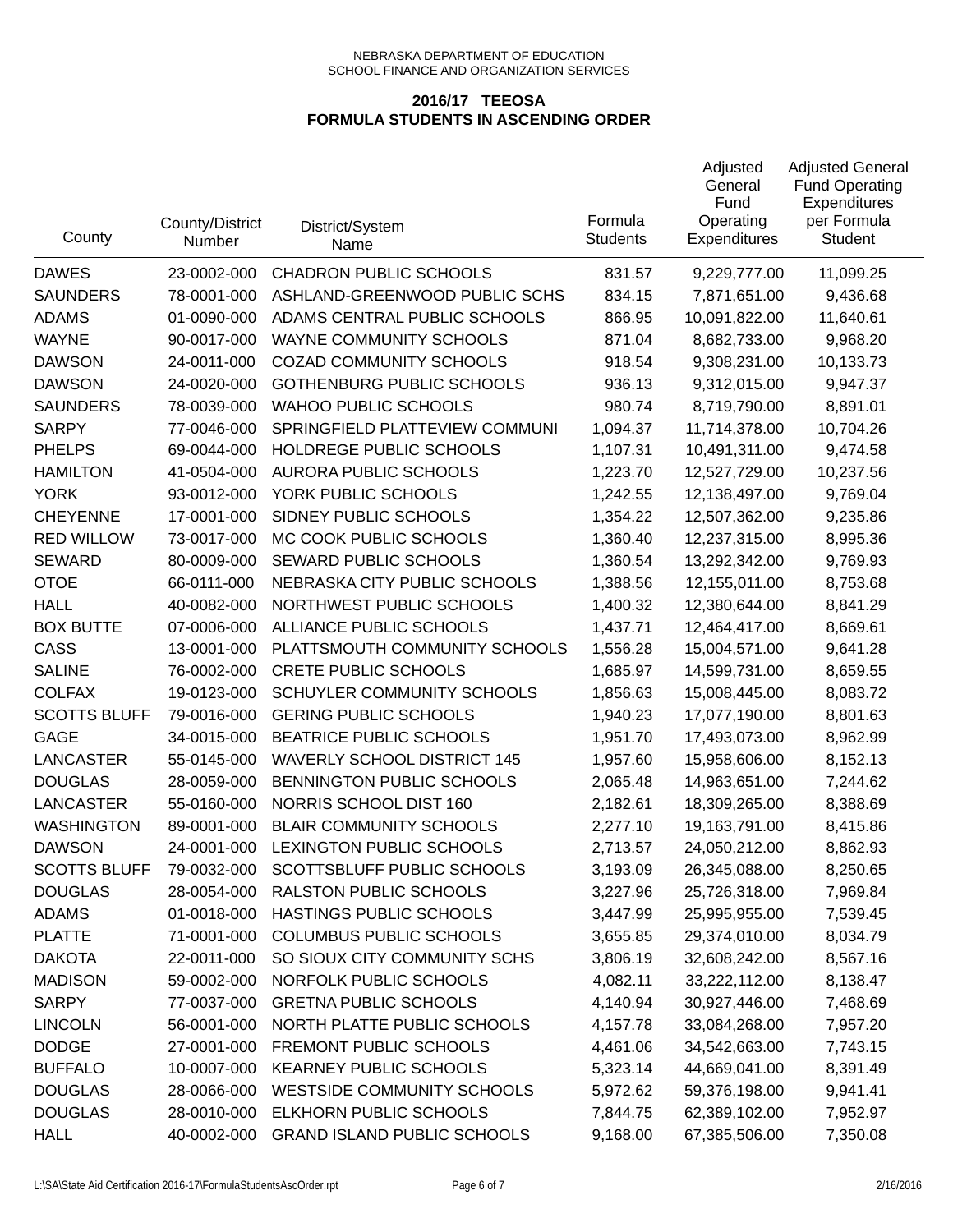NEBRASKA DEPARTMENT OF EDUCATION
SCHOOL FINANCE AND ORGANIZATION SERVICES

**2016/17 TEEOSA**
**FORMULA STUDENTS IN ASCENDING ORDER**

| County | County/District Number | District/System Name | Formula Students | Adjusted General Fund Operating Expenditures | Adjusted General Fund Operating Expenditures per Formula Student |
|---|---|---|---|---|---|
| DAWES | 23-0002-000 | CHADRON PUBLIC SCHOOLS | 831.57 | 9,229,777.00 | 11,099.25 |
| SAUNDERS | 78-0001-000 | ASHLAND-GREENWOOD PUBLIC SCHS | 834.15 | 7,871,651.00 | 9,436.68 |
| ADAMS | 01-0090-000 | ADAMS CENTRAL PUBLIC SCHOOLS | 866.95 | 10,091,822.00 | 11,640.61 |
| WAYNE | 90-0017-000 | WAYNE COMMUNITY SCHOOLS | 871.04 | 8,682,733.00 | 9,968.20 |
| DAWSON | 24-0011-000 | COZAD COMMUNITY SCHOOLS | 918.54 | 9,308,231.00 | 10,133.73 |
| DAWSON | 24-0020-000 | GOTHENBURG PUBLIC SCHOOLS | 936.13 | 9,312,015.00 | 9,947.37 |
| SAUNDERS | 78-0039-000 | WAHOO PUBLIC SCHOOLS | 980.74 | 8,719,790.00 | 8,891.01 |
| SARPY | 77-0046-000 | SPRINGFIELD PLATTEVIEW COMMUNI | 1,094.37 | 11,714,378.00 | 10,704.26 |
| PHELPS | 69-0044-000 | HOLDREGE PUBLIC SCHOOLS | 1,107.31 | 10,491,311.00 | 9,474.58 |
| HAMILTON | 41-0504-000 | AURORA PUBLIC SCHOOLS | 1,223.70 | 12,527,729.00 | 10,237.56 |
| YORK | 93-0012-000 | YORK PUBLIC SCHOOLS | 1,242.55 | 12,138,497.00 | 9,769.04 |
| CHEYENNE | 17-0001-000 | SIDNEY PUBLIC SCHOOLS | 1,354.22 | 12,507,362.00 | 9,235.86 |
| RED WILLOW | 73-0017-000 | MC COOK PUBLIC SCHOOLS | 1,360.40 | 12,237,315.00 | 8,995.36 |
| SEWARD | 80-0009-000 | SEWARD PUBLIC SCHOOLS | 1,360.54 | 13,292,342.00 | 9,769.93 |
| OTOE | 66-0111-000 | NEBRASKA CITY PUBLIC SCHOOLS | 1,388.56 | 12,155,011.00 | 8,753.68 |
| HALL | 40-0082-000 | NORTHWEST PUBLIC SCHOOLS | 1,400.32 | 12,380,644.00 | 8,841.29 |
| BOX BUTTE | 07-0006-000 | ALLIANCE PUBLIC SCHOOLS | 1,437.71 | 12,464,417.00 | 8,669.61 |
| CASS | 13-0001-000 | PLATTSMOUTH COMMUNITY SCHOOLS | 1,556.28 | 15,004,571.00 | 9,641.28 |
| SALINE | 76-0002-000 | CRETE PUBLIC SCHOOLS | 1,685.97 | 14,599,731.00 | 8,659.55 |
| COLFAX | 19-0123-000 | SCHUYLER COMMUNITY SCHOOLS | 1,856.63 | 15,008,445.00 | 8,083.72 |
| SCOTTS BLUFF | 79-0016-000 | GERING PUBLIC SCHOOLS | 1,940.23 | 17,077,190.00 | 8,801.63 |
| GAGE | 34-0015-000 | BEATRICE PUBLIC SCHOOLS | 1,951.70 | 17,493,073.00 | 8,962.99 |
| LANCASTER | 55-0145-000 | WAVERLY SCHOOL DISTRICT 145 | 1,957.60 | 15,958,606.00 | 8,152.13 |
| DOUGLAS | 28-0059-000 | BENNINGTON PUBLIC SCHOOLS | 2,065.48 | 14,963,651.00 | 7,244.62 |
| LANCASTER | 55-0160-000 | NORRIS SCHOOL DIST 160 | 2,182.61 | 18,309,265.00 | 8,388.69 |
| WASHINGTON | 89-0001-000 | BLAIR COMMUNITY SCHOOLS | 2,277.10 | 19,163,791.00 | 8,415.86 |
| DAWSON | 24-0001-000 | LEXINGTON PUBLIC SCHOOLS | 2,713.57 | 24,050,212.00 | 8,862.93 |
| SCOTTS BLUFF | 79-0032-000 | SCOTTSBLUFF PUBLIC SCHOOLS | 3,193.09 | 26,345,088.00 | 8,250.65 |
| DOUGLAS | 28-0054-000 | RALSTON PUBLIC SCHOOLS | 3,227.96 | 25,726,318.00 | 7,969.84 |
| ADAMS | 01-0018-000 | HASTINGS PUBLIC SCHOOLS | 3,447.99 | 25,995,955.00 | 7,539.45 |
| PLATTE | 71-0001-000 | COLUMBUS PUBLIC SCHOOLS | 3,655.85 | 29,374,010.00 | 8,034.79 |
| DAKOTA | 22-0011-000 | SO SIOUX CITY COMMUNITY SCHS | 3,806.19 | 32,608,242.00 | 8,567.16 |
| MADISON | 59-0002-000 | NORFOLK PUBLIC SCHOOLS | 4,082.11 | 33,222,112.00 | 8,138.47 |
| SARPY | 77-0037-000 | GRETNA PUBLIC SCHOOLS | 4,140.94 | 30,927,446.00 | 7,468.69 |
| LINCOLN | 56-0001-000 | NORTH PLATTE PUBLIC SCHOOLS | 4,157.78 | 33,084,268.00 | 7,957.20 |
| DODGE | 27-0001-000 | FREMONT PUBLIC SCHOOLS | 4,461.06 | 34,542,663.00 | 7,743.15 |
| BUFFALO | 10-0007-000 | KEARNEY PUBLIC SCHOOLS | 5,323.14 | 44,669,041.00 | 8,391.49 |
| DOUGLAS | 28-0066-000 | WESTSIDE COMMUNITY SCHOOLS | 5,972.62 | 59,376,198.00 | 9,941.41 |
| DOUGLAS | 28-0010-000 | ELKHORN PUBLIC SCHOOLS | 7,844.75 | 62,389,102.00 | 7,952.97 |
| HALL | 40-0002-000 | GRAND ISLAND PUBLIC SCHOOLS | 9,168.00 | 67,385,506.00 | 7,350.08 |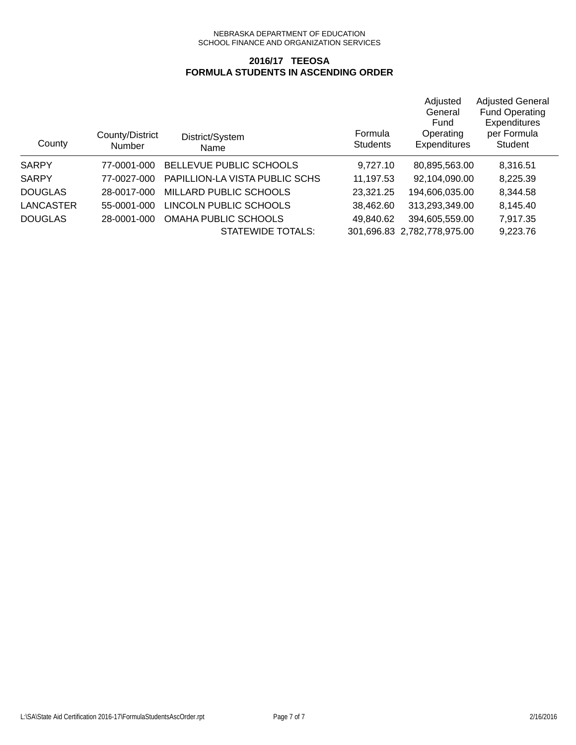NEBRASKA DEPARTMENT OF EDUCATION
SCHOOL FINANCE AND ORGANIZATION SERVICES

**2016/17 TEEOSA**
**FORMULA STUDENTS IN ASCENDING ORDER**

| County | County/District Number | District/System Name | Formula Students | Adjusted General Fund Operating Expenditures | Adjusted General Fund Operating Expenditures per Formula Student |
|---|---|---|---|---|---|
| SARPY | 77-0001-000 | BELLEVUE PUBLIC SCHOOLS | 9,727.10 | 80,895,563.00 | 8,316.51 |
| SARPY | 77-0027-000 | PAPILLION-LA VISTA PUBLIC SCHS | 11,197.53 | 92,104,090.00 | 8,225.39 |
| DOUGLAS | 28-0017-000 | MILLARD PUBLIC SCHOOLS | 23,321.25 | 194,606,035.00 | 8,344.58 |
| LANCASTER | 55-0001-000 | LINCOLN PUBLIC SCHOOLS | 38,462.60 | 313,293,349.00 | 8,145.40 |
| DOUGLAS | 28-0001-000 | OMAHA PUBLIC SCHOOLS | 49,840.62 | 394,605,559.00 | 7,917.35 |
| | | STATEWIDE TOTALS: | 301,696.83 | 2,782,778,975.00 | 9,223.76 |

L:\SA\State Aid Certification 2016-17\FormulaStudentsAscOrder.rpt 2/16/2016